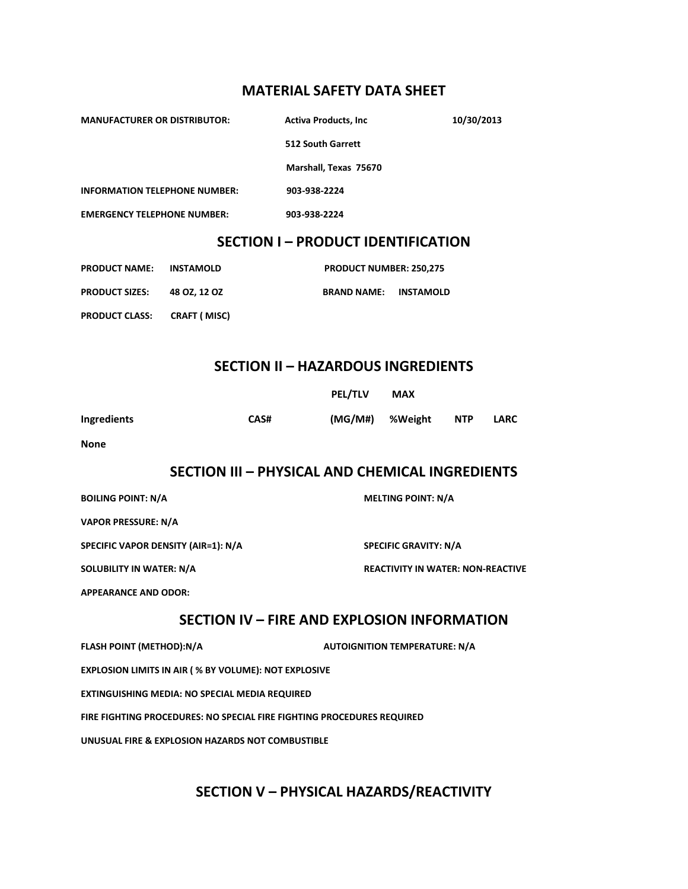# MATERIAL SAFETY DATA SHEET

**MANUFACTURER OR DISTRIBUTOR:** **Activa Products, Inc** **10/30/2013**

**512 South Garrett**

**Marshall, Texas 75670**

**INFORMATION TELEPHONE NUMBER:** **903-938-2224**

**EMERGENCY TELEPHONE NUMBER:** **903-938-2224**

## SECTION I – PRODUCT IDENTIFICATION

**PRODUCT NAME:** **INSTAMOLD** **PRODUCT NUMBER: 250,275**

**PRODUCT SIZES:** **48 OZ, 12 OZ** **BRAND NAME:** **INSTAMOLD**

**PRODUCT CLASS:** **CRAFT ( MISC)**

## SECTION II – HAZARDOUS INGREDIENTS

| Ingredients | CAS# | PEL/TLV (MG/M#) | MAX %Weight | NTP | LARC |
|---|---|---|---|---|---|
| None | | | | | |

## SECTION III – PHYSICAL AND CHEMICAL INGREDIENTS

**BOILING POINT: N/A** **MELTING POINT: N/A**

**VAPOR PRESSURE: N/A**

**SPECIFIC VAPOR DENSITY (AIR=1): N/A** **SPECIFIC GRAVITY: N/A**

**SOLUBILITY IN WATER: N/A** **REACTIVITY IN WATER: NON-REACTIVE**

**APPEARANCE AND ODOR:**

## SECTION IV – FIRE AND EXPLOSION INFORMATION

**FLASH POINT (METHOD):N/A** **AUTOIGNITION TEMPERATURE: N/A**

**EXPLOSION LIMITS IN AIR ( % BY VOLUME): NOT EXPLOSIVE**

**EXTINGUISHING MEDIA: NO SPECIAL MEDIA REQUIRED**

**FIRE FIGHTING PROCEDURES: NO SPECIAL FIRE FIGHTING PROCEDURES REQUIRED**

**UNUSUAL FIRE & EXPLOSION HAZARDS NOT COMBUSTIBLE**

## SECTION V – PHYSICAL HAZARDS/REACTIVITY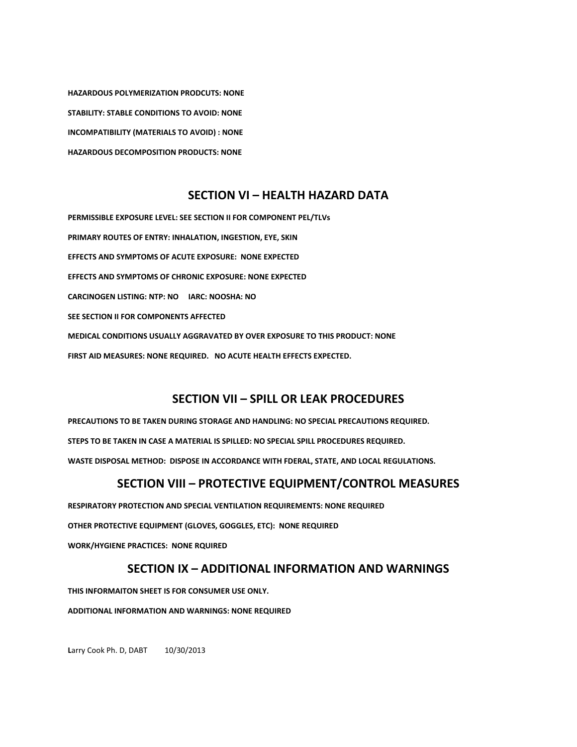**HAZARDOUS POLYMERIZATION PRODCUTS: NONE**

**STABILITY: STABLE CONDITIONS TO AVOID: NONE**

**INCOMPATIBILITY (MATERIALS TO AVOID) : NONE**

**HAZARDOUS DECOMPOSITION PRODUCTS: NONE**

## SECTION VI – HEALTH HAZARD DATA

**PERMISSIBLE EXPOSURE LEVEL: SEE SECTION II FOR COMPONENT PEL/TLVs**

**PRIMARY ROUTES OF ENTRY: INHALATION, INGESTION, EYE, SKIN**

**EFFECTS AND SYMPTOMS OF ACUTE EXPOSURE: NONE EXPECTED**

**EFFECTS AND SYMPTOMS OF CHRONIC EXPOSURE: NONE EXPECTED**

**CARCINOGEN LISTING: NTP: NO IARC: NOOSHA: NO**

**SEE SECTION II FOR COMPONENTS AFFECTED**

**MEDICAL CONDITIONS USUALLY AGGRAVATED BY OVER EXPOSURE TO THIS PRODUCT: NONE**

**FIRST AID MEASURES: NONE REQUIRED. NO ACUTE HEALTH EFFECTS EXPECTED.**

## SECTION VII – SPILL OR LEAK PROCEDURES

**PRECAUTIONS TO BE TAKEN DURING STORAGE AND HANDLING: NO SPECIAL PRECAUTIONS REQUIRED.**

**STEPS TO BE TAKEN IN CASE A MATERIAL IS SPILLED: NO SPECIAL SPILL PROCEDURES REQUIRED.**

**WASTE DISPOSAL METHOD: DISPOSE IN ACCORDANCE WITH FDERAL, STATE, AND LOCAL REGULATIONS.**

## SECTION VIII – PROTECTIVE EQUIPMENT/CONTROL MEASURES

**RESPIRATORY PROTECTION AND SPECIAL VENTILATION REQUIREMENTS: NONE REQUIRED**

**OTHER PROTECTIVE EQUIPMENT (GLOVES, GOGGLES, ETC): NONE REQUIRED**

**WORK/HYGIENE PRACTICES: NONE RQUIRED**

## SECTION IX – ADDITIONAL INFORMATION AND WARNINGS

**THIS INFORMAITON SHEET IS FOR CONSUMER USE ONLY.**

**ADDITIONAL INFORMATION AND WARNINGS: NONE REQUIRED**

**L**arry Cook Ph. D, DABT 10/30/2013